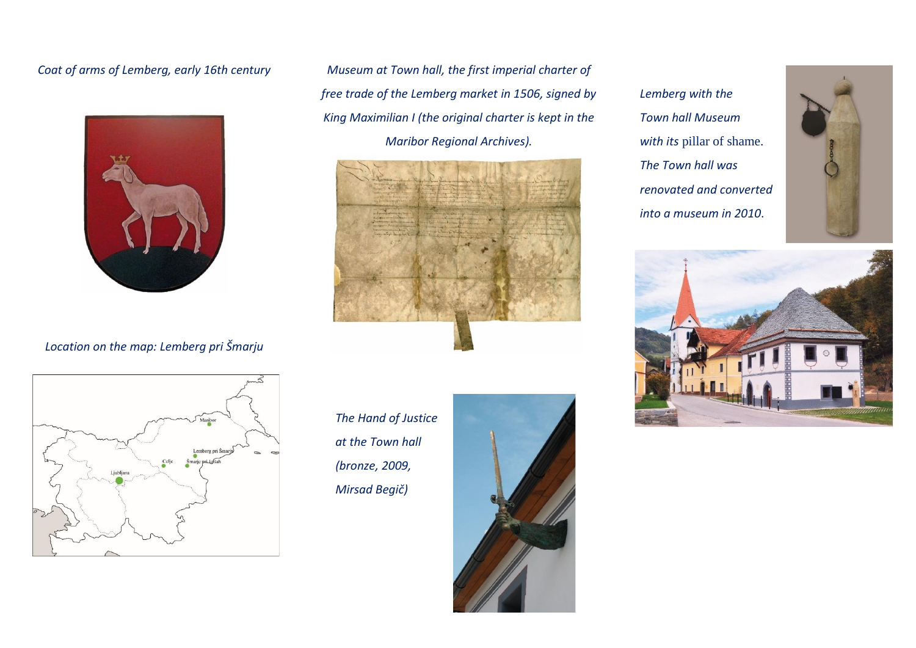*Coat of arms of Lemberg, early 16th century*

*Location on the map: Lemberg pri Šmarju*

*Museum at Town hall, the first imperial charter of free trade of the Lemberg market in 1506, signed by King Maximilian I (the original charter is kept in the Maribor Regional Archives).*

*The Hand of Justice at the Town hall (bronze, 2009, Mirsad Begič)*

*Lemberg with the Town hall Museum with its* pillar of shame. *The Town hall was renovated and converted into a museum in 2010.*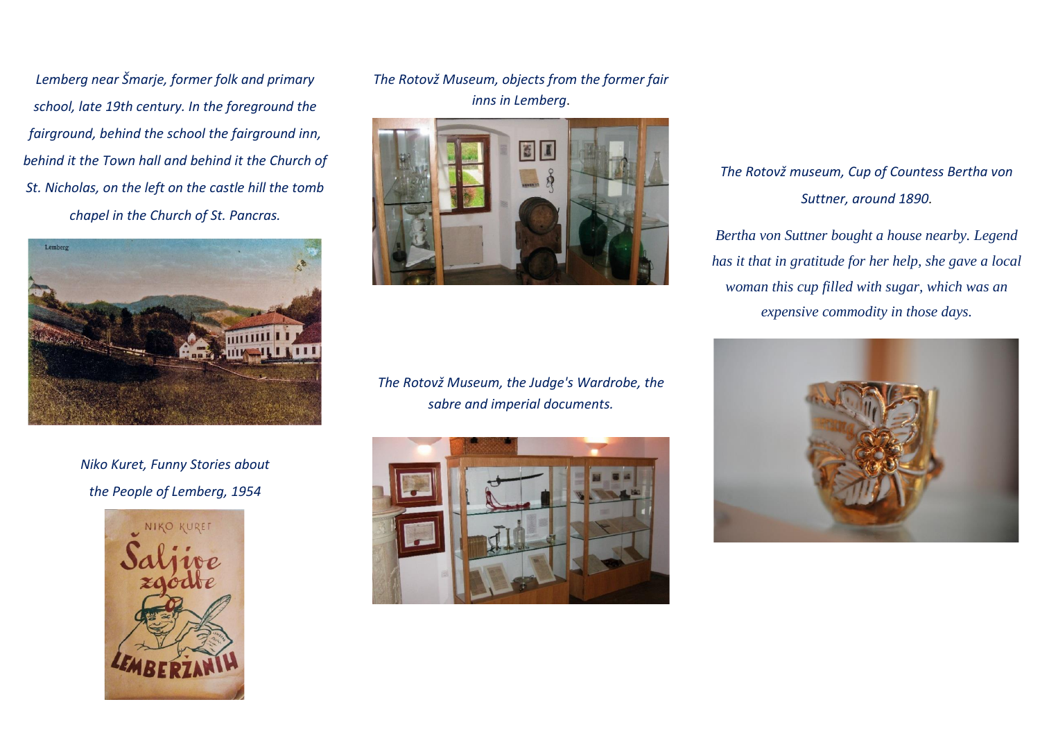*Lemberg near Šmarje, former folk and primary school, late 19th century. In the foreground the fairground, behind the school the fairground inn, behind it the Town hall and behind it the Church of St. Nicholas, on the left on the castle hill the tomb chapel in the Church of St. Pancras.*

*Niko Kuret, Funny Stories about the People of Lemberg, 1954*

*The Rotovž Museum, objects from the former fair inns in Lemberg.*

*The Rotovž Museum, the Judge's Wardrobe, the sabre and imperial documents.*

*The Rotovž museum, Cup of Countess Bertha von Suttner, around 1890.*

*Bertha von Suttner bought a house nearby. Legend has it that in gratitude for her help, she gave a local woman this cup filled with sugar, which was an expensive commodity in those days.*